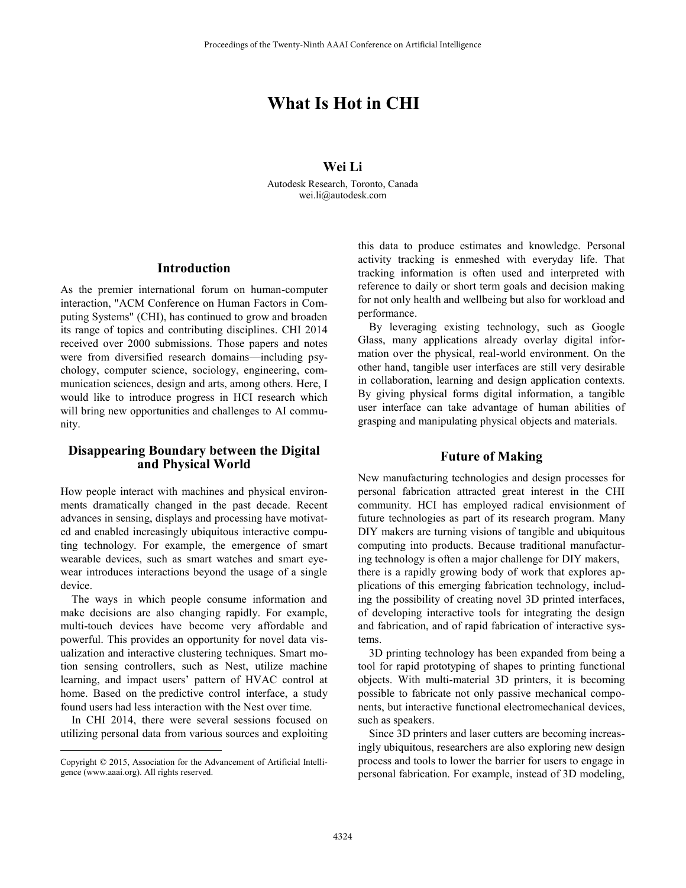# What Is Hot in CHI

**Wei Li**

Autodesk Research, Toronto, Canada
wei.li@autodesk.com

## Introduction

As the premier international forum on human-computer interaction, "ACM Conference on Human Factors in Computing Systems" (CHI), has continued to grow and broaden its range of topics and contributing disciplines. CHI 2014 received over 2000 submissions. Those papers and notes were from diversified research domains—including psychology, computer science, sociology, engineering, communication sciences, design and arts, among others. Here, I would like to introduce progress in HCI research which will bring new opportunities and challenges to AI community.

## Disappearing Boundary between the Digital and Physical World

How people interact with machines and physical environments dramatically changed in the past decade. Recent advances in sensing, displays and processing have motivated and enabled increasingly ubiquitous interactive computing technology. For example, the emergence of smart wearable devices, such as smart watches and smart eyewear introduces interactions beyond the usage of a single device.

The ways in which people consume information and make decisions are also changing rapidly. For example, multi-touch devices have become very affordable and powerful. This provides an opportunity for novel data visualization and interactive clustering techniques. Smart motion sensing controllers, such as Nest, utilize machine learning, and impact users' pattern of HVAC control at home. Based on the predictive control interface, a study found users had less interaction with the Nest over time.

In CHI 2014, there were several sessions focused on utilizing personal data from various sources and exploiting this data to produce estimates and knowledge. Personal activity tracking is enmeshed with everyday life. That tracking information is often used and interpreted with reference to daily or short term goals and decision making for not only health and wellbeing but also for workload and performance.

By leveraging existing technology, such as Google Glass, many applications already overlay digital information over the physical, real-world environment. On the other hand, tangible user interfaces are still very desirable in collaboration, learning and design application contexts. By giving physical forms digital information, a tangible user interface can take advantage of human abilities of grasping and manipulating physical objects and materials.

## Future of Making

New manufacturing technologies and design processes for personal fabrication attracted great interest in the CHI community. HCI has employed radical envisionment of future technologies as part of its research program. Many DIY makers are turning visions of tangible and ubiquitous computing into products. Because traditional manufacturing technology is often a major challenge for DIY makers, there is a rapidly growing body of work that explores applications of this emerging fabrication technology, including the possibility of creating novel 3D printed interfaces, of developing interactive tools for integrating the design and fabrication, and of rapid fabrication of interactive systems.

3D printing technology has been expanded from being a tool for rapid prototyping of shapes to printing functional objects. With multi-material 3D printers, it is becoming possible to fabricate not only passive mechanical components, but interactive functional electromechanical devices, such as speakers.

Since 3D printers and laser cutters are becoming increasingly ubiquitous, researchers are also exploring new design process and tools to lower the barrier for users to engage in personal fabrication. For example, instead of 3D modeling,

Copyright © 2015, Association for the Advancement of Artificial Intelligence (www.aaai.org). All rights reserved.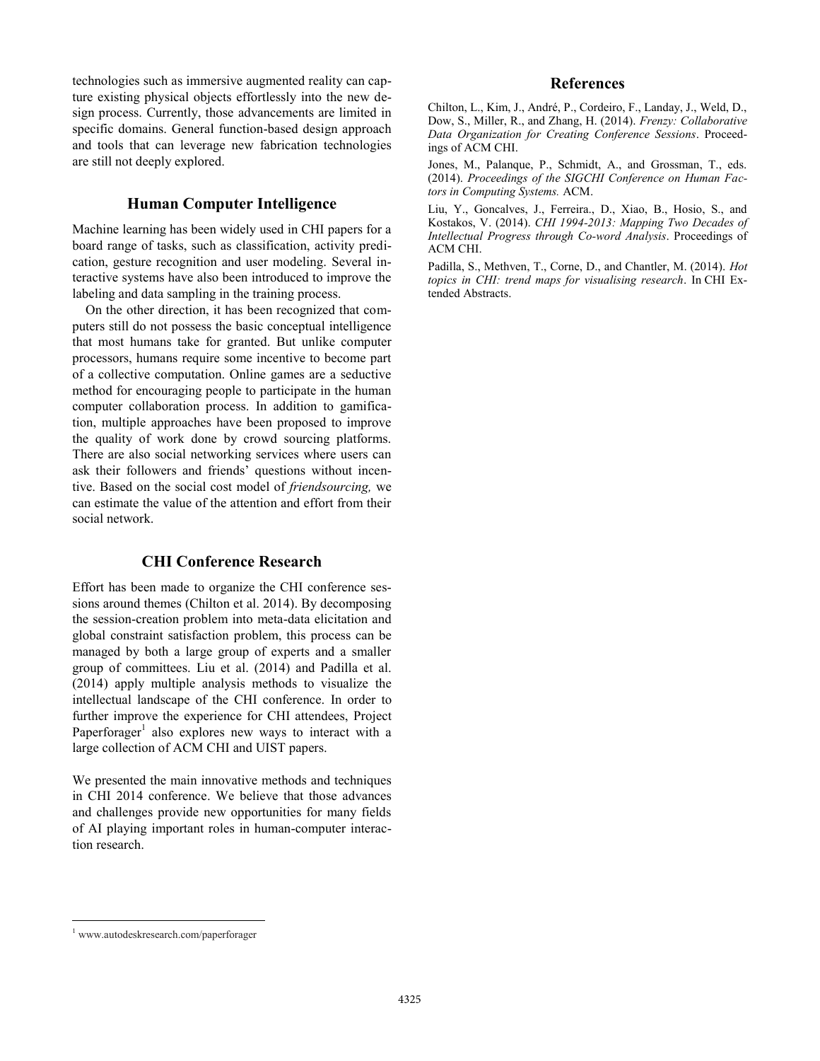technologies such as immersive augmented reality can capture existing physical objects effortlessly into the new design process. Currently, those advancements are limited in specific domains. General function-based design approach and tools that can leverage new fabrication technologies are still not deeply explored.

## Human Computer Intelligence

Machine learning has been widely used in CHI papers for a board range of tasks, such as classification, activity predication, gesture recognition and user modeling. Several interactive systems have also been introduced to improve the labeling and data sampling in the training process.

On the other direction, it has been recognized that computers still do not possess the basic conceptual intelligence that most humans take for granted. But unlike computer processors, humans require some incentive to become part of a collective computation. Online games are a seductive method for encouraging people to participate in the human computer collaboration process. In addition to gamification, multiple approaches have been proposed to improve the quality of work done by crowd sourcing platforms. There are also social networking services where users can ask their followers and friends' questions without incentive. Based on the social cost model of *friendsourcing,* we can estimate the value of the attention and effort from their social network.

## CHI Conference Research

Effort has been made to organize the CHI conference sessions around themes (Chilton et al. 2014). By decomposing the session-creation problem into meta-data elicitation and global constraint satisfaction problem, this process can be managed by both a large group of experts and a smaller group of committees. Liu et al. (2014) and Padilla et al. (2014) apply multiple analysis methods to visualize the intellectual landscape of the CHI conference. In order to further improve the experience for CHI attendees, Project Paperforager[1] also explores new ways to interact with a large collection of ACM CHI and UIST papers.

We presented the main innovative methods and techniques in CHI 2014 conference. We believe that those advances and challenges provide new opportunities for many fields of AI playing important roles in human-computer interaction research.

[1] www.autodeskresearch.com/paperforager

## References

Chilton, L., Kim, J., André, P., Cordeiro, F., Landay, J., Weld, D., Dow, S., Miller, R., and Zhang, H. (2014). *Frenzy: Collaborative Data Organization for Creating Conference Sessions*. Proceedings of ACM CHI.

Jones, M., Palanque, P., Schmidt, A., and Grossman, T., eds. (2014). *Proceedings of the SIGCHI Conference on Human Factors in Computing Systems.* ACM.

Liu, Y., Goncalves, J., Ferreira., D., Xiao, B., Hosio, S., and Kostakos, V. (2014). *CHI 1994-2013: Mapping Two Decades of Intellectual Progress through Co-word Analysis*. Proceedings of ACM CHI.

Padilla, S., Methven, T., Corne, D., and Chantler, M. (2014). *Hot topics in CHI: trend maps for visualising research*. In CHI Extended Abstracts.